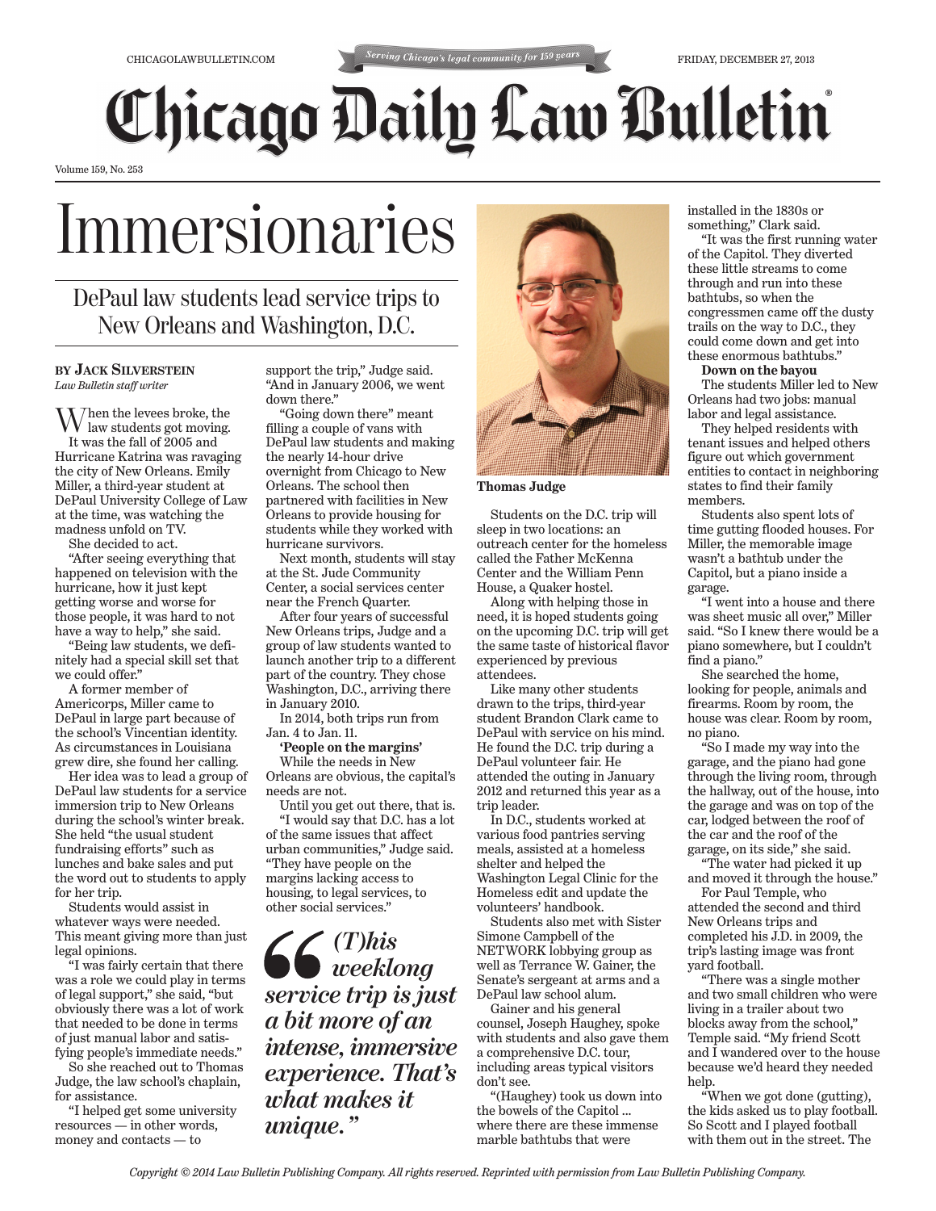# Immersionaries

## DePaul law students lead service trips to New Orleans and Washington, D.C.

**BY JACK SILVERSTEIN**
*Law Bulletin staff writer*

When the levees broke, the law students got moving.

It was the fall of 2005 and Hurricane Katrina was ravaging the city of New Orleans. Emily Miller, a third-year student at DePaul University College of Law at the time, was watching the madness unfold on TV.

She decided to act.

"After seeing everything that happened on television with the hurricane, how it just kept getting worse and worse for those people, it was hard to not have a way to help," she said.

"Being law students, we definitely had a special skill set that we could offer."

A former member of Americorps, Miller came to DePaul in large part because of the school's Vincentian identity. As circumstances in Louisiana grew dire, she found her calling.

Her idea was to lead a group of DePaul law students for a service immersion trip to New Orleans during the school's winter break. She held "the usual student fundraising efforts" such as lunches and bake sales and put the word out to students to apply for her trip.

Students would assist in whatever ways were needed. This meant giving more than just legal opinions.

"I was fairly certain that there was a role we could play in terms of legal support," she said, "but obviously there was a lot of work that needed to be done in terms of just manual labor and satisfying people's immediate needs."

So she reached out to Thomas Judge, the law school's chaplain, for assistance.

"I helped get some university resources — in other words, money and contacts — to support the trip," Judge said. "And in January 2006, we went down there."

"Going down there" meant filling a couple of vans with DePaul law students and making the nearly 14-hour drive overnight from Chicago to New Orleans. The school then partnered with facilities in New Orleans to provide housing for students while they worked with hurricane survivors.

Next month, students will stay at the St. Jude Community Center, a social services center near the French Quarter.

After four years of successful New Orleans trips, Judge and a group of law students wanted to launch another trip to a different part of the country. They chose Washington, D.C., arriving there in January 2010.

In 2014, both trips run from Jan. 4 to Jan. 11.

**'People on the margins'**

While the needs in New Orleans are obvious, the capital's needs are not.

Until you get out there, that is.

"I would say that D.C. has a lot of the same issues that affect urban communities," Judge said. "They have people on the margins lacking access to housing, to legal services, to other social services."

> ***"(T)his weeklong service trip is just a bit more of an intense, immersive experience. That's what makes it unique."***

**Thomas Judge**

Students on the D.C. trip will sleep in two locations: an outreach center for the homeless called the Father McKenna Center and the William Penn House, a Quaker hostel.

Along with helping those in need, it is hoped students going on the upcoming D.C. trip will get the same taste of historical flavor experienced by previous attendees.

Like many other students drawn to the trips, third-year student Brandon Clark came to DePaul with service on his mind. He found the D.C. trip during a DePaul volunteer fair. He attended the outing in January 2012 and returned this year as a trip leader.

In D.C., students worked at various food pantries serving meals, assisted at a homeless shelter and helped the Washington Legal Clinic for the Homeless edit and update the volunteers' handbook.

Students also met with Sister Simone Campbell of the NETWORK lobbying group as well as Terrance W. Gainer, the Senate's sergeant at arms and a DePaul law school alum.

Gainer and his general counsel, Joseph Haughey, spoke with students and also gave them a comprehensive D.C. tour, including areas typical visitors don't see.

"(Haughey) took us down into the bowels of the Capitol ... where there are these immense marble bathtubs that were installed in the 1830s or something," Clark said.

"It was the first running water of the Capitol. They diverted these little streams to come through and run into these bathtubs, so when the congressmen came off the dusty trails on the way to D.C., they could come down and get into these enormous bathtubs."

**Down on the bayou**

The students Miller led to New Orleans had two jobs: manual labor and legal assistance.

They helped residents with tenant issues and helped others figure out which government entities to contact in neighboring states to find their family members.

Students also spent lots of time gutting flooded houses. For Miller, the memorable image wasn't a bathtub under the Capitol, but a piano inside a garage.

"I went into a house and there was sheet music all over," Miller said. "So I knew there would be a piano somewhere, but I couldn't find a piano."

She searched the home, looking for people, animals and firearms. Room by room, the house was clear. Room by room, no piano.

"So I made my way into the garage, and the piano had gone through the living room, through the hallway, out of the house, into the garage and was on top of the car, lodged between the roof of the car and the roof of the garage, on its side," she said.

"The water had picked it up and moved it through the house."

For Paul Temple, who attended the second and third New Orleans trips and completed his J.D. in 2009, the trip's lasting image was front yard football.

"There was a single mother and two small children who were living in a trailer about two blocks away from the school," Temple said. "My friend Scott and I wandered over to the house because we'd heard they needed help.

"When we got done (gutting), the kids asked us to play football. So Scott and I played football with them out in the street. The

*Copyright © 2014 Law Bulletin Publishing Company. All rights reserved. Reprinted with permission from Law Bulletin Publishing Company.*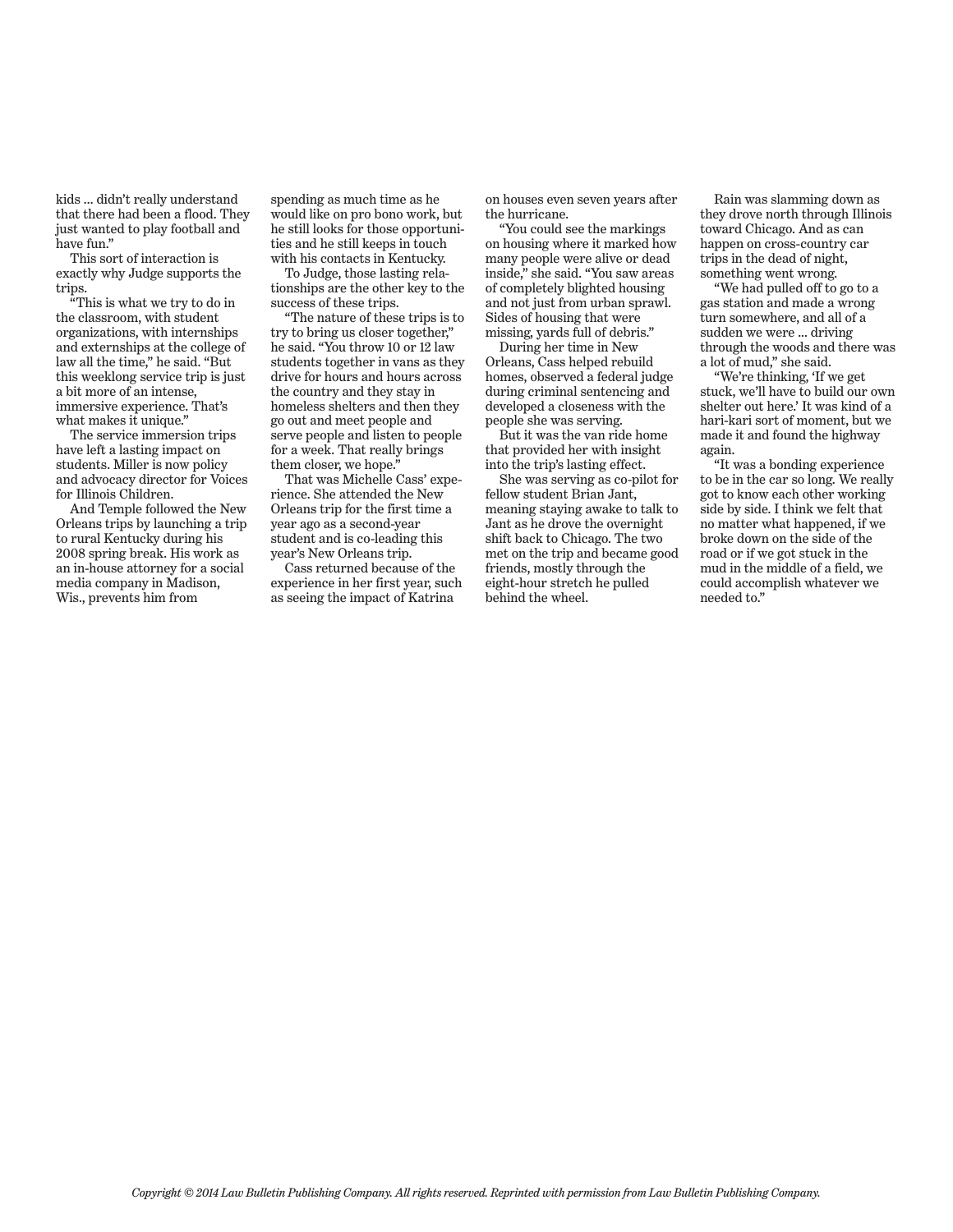kids ... didn't really understand that there had been a flood. They just wanted to play football and have fun."

This sort of interaction is exactly why Judge supports the trips.

"This is what we try to do in the classroom, with student organizations, with internships and externships at the college of law all the time," he said. "But this weeklong service trip is just a bit more of an intense, immersive experience. That's what makes it unique."

The service immersion trips have left a lasting impact on students. Miller is now policy and advocacy director for Voices for Illinois Children.

And Temple followed the New Orleans trips by launching a trip to rural Kentucky during his 2008 spring break. His work as an in-house attorney for a social media company in Madison, Wis., prevents him from spending as much time as he would like on pro bono work, but he still looks for those opportunities and he still keeps in touch with his contacts in Kentucky.

To Judge, those lasting relationships are the other key to the success of these trips.

"The nature of these trips is to try to bring us closer together," he said. "You throw 10 or 12 law students together in vans as they drive for hours and hours across the country and they stay in homeless shelters and then they go out and meet people and serve people and listen to people for a week. That really brings them closer, we hope."

That was Michelle Cass' experience. She attended the New Orleans trip for the first time a year ago as a second-year student and is co-leading this year's New Orleans trip.

Cass returned because of the experience in her first year, such as seeing the impact of Katrina on houses even seven years after the hurricane.

"You could see the markings on housing where it marked how many people were alive or dead inside," she said. "You saw areas of completely blighted housing and not just from urban sprawl. Sides of housing that were missing, yards full of debris."

During her time in New Orleans, Cass helped rebuild homes, observed a federal judge during criminal sentencing and developed a closeness with the people she was serving.

But it was the van ride home that provided her with insight into the trip's lasting effect.

She was serving as co-pilot for fellow student Brian Jant, meaning staying awake to talk to Jant as he drove the overnight shift back to Chicago. The two met on the trip and became good friends, mostly through the eight-hour stretch he pulled behind the wheel.

Rain was slamming down as they drove north through Illinois toward Chicago. And as can happen on cross-country car trips in the dead of night, something went wrong.

"We had pulled off to go to a gas station and made a wrong turn somewhere, and all of a sudden we were ... driving through the woods and there was a lot of mud," she said.

"We're thinking, 'If we get stuck, we'll have to build our own shelter out here.' It was kind of a hari-kari sort of moment, but we made it and found the highway again.

"It was a bonding experience to be in the car so long. We really got to know each other working side by side. I think we felt that no matter what happened, if we broke down on the side of the road or if we got stuck in the mud in the middle of a field, we could accomplish whatever we needed to."

*Copyright © 2014 Law Bulletin Publishing Company. All rights reserved. Reprinted with permission from Law Bulletin Publishing Company.*